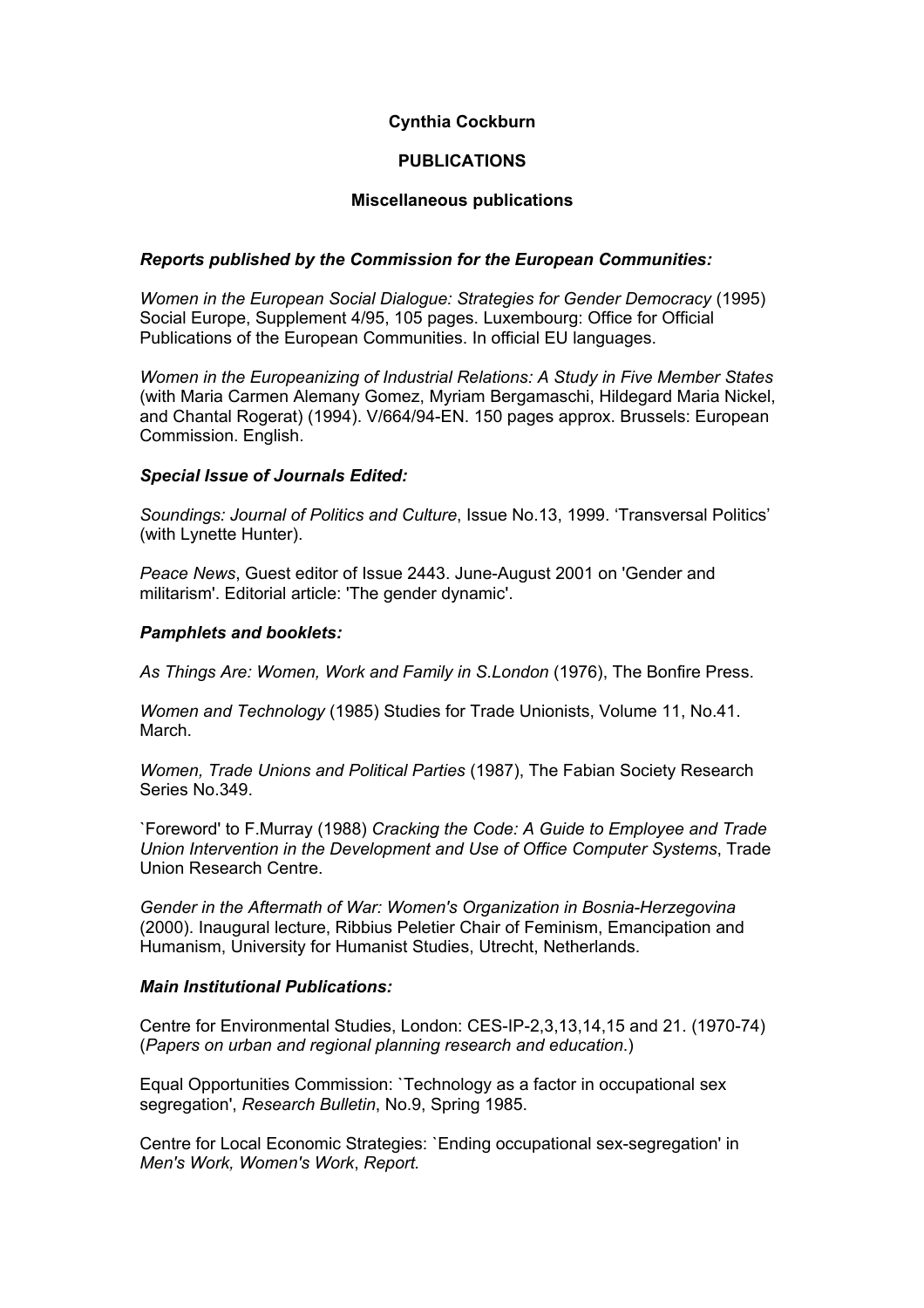# Cynthia Cockburn

## PUBLICATIONS

### Miscellaneous publications

***Reports published by the Commission for the European Communities:***

*Women in the European Social Dialogue: Strategies for Gender Democracy* (1995) Social Europe, Supplement 4/95, 105 pages. Luxembourg: Office for Official Publications of the European Communities. In official EU languages.

*Women in the Europeanizing of Industrial Relations: A Study in Five Member States* (with Maria Carmen Alemany Gomez, Myriam Bergamaschi, Hildegard Maria Nickel, and Chantal Rogerat) (1994). V/664/94-EN. 150 pages approx. Brussels: European Commission. English.

***Special Issue of Journals Edited:***

*Soundings: Journal of Politics and Culture*, Issue No.13, 1999. 'Transversal Politics' (with Lynette Hunter).

*Peace News*, Guest editor of Issue 2443. June-August 2001 on 'Gender and militarism'. Editorial article: 'The gender dynamic'.

***Pamphlets and booklets:***

*As Things Are: Women, Work and Family in S.London* (1976), The Bonfire Press.

*Women and Technology* (1985) Studies for Trade Unionists, Volume 11, No.41. March.

*Women, Trade Unions and Political Parties* (1987), The Fabian Society Research Series No.349.

`Foreword' to F.Murray (1988) *Cracking the Code: A Guide to Employee and Trade Union Intervention in the Development and Use of Office Computer Systems*, Trade Union Research Centre.

*Gender in the Aftermath of War: Women's Organization in Bosnia-Herzegovina* (2000). Inaugural lecture, Ribbius Peletier Chair of Feminism, Emancipation and Humanism, University for Humanist Studies, Utrecht, Netherlands.

***Main Institutional Publications:***

Centre for Environmental Studies, London: CES-IP-2,3,13,14,15 and 21. (1970-74) (*Papers on urban and regional planning research and education.*)

Equal Opportunities Commission: `Technology as a factor in occupational sex segregation', *Research Bulletin*, No.9, Spring 1985.

Centre for Local Economic Strategies: `Ending occupational sex-segregation' in *Men's Work, Women's Work*, *Report.*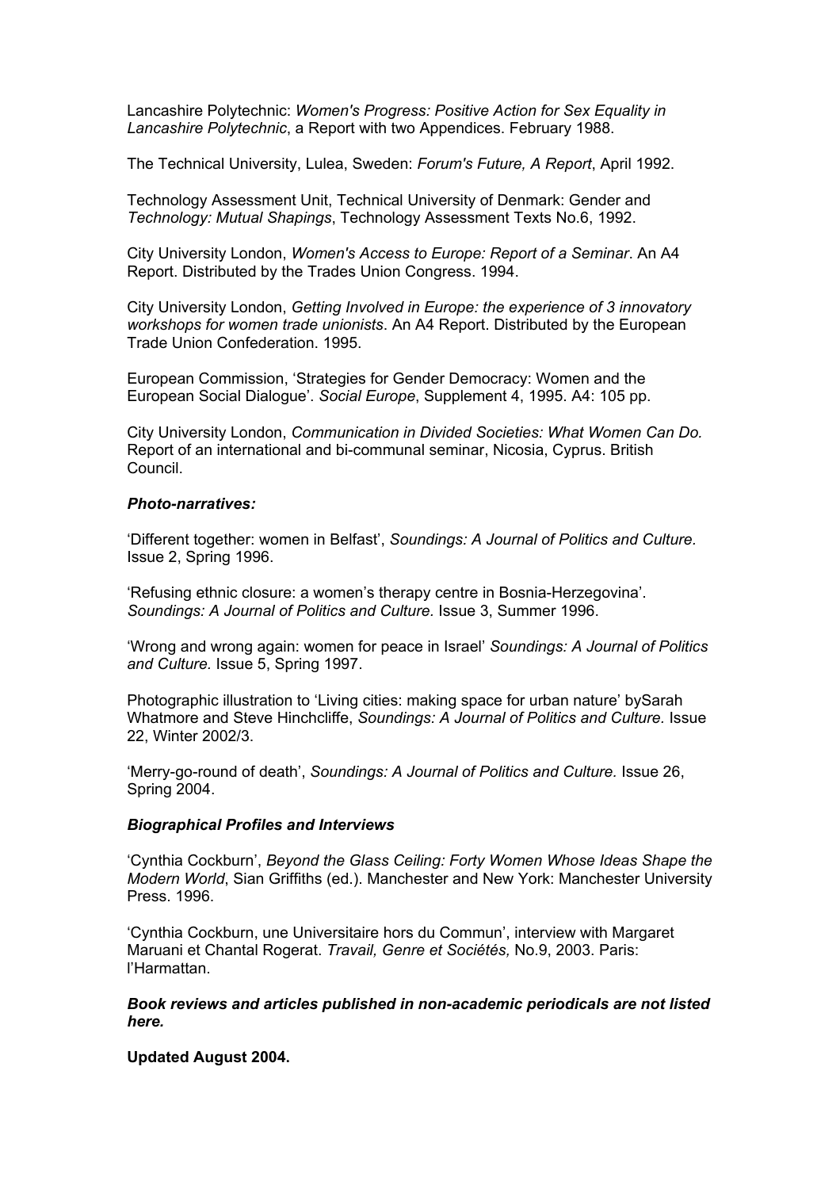Lancashire Polytechnic: *Women's Progress: Positive Action for Sex Equality in Lancashire Polytechnic*, a Report with two Appendices. February 1988.

The Technical University, Lulea, Sweden: *Forum's Future, A Report*, April 1992.

Technology Assessment Unit, Technical University of Denmark: Gender and *Technology: Mutual Shapings*, Technology Assessment Texts No.6, 1992.

City University London, *Women's Access to Europe: Report of a Seminar*. An A4 Report. Distributed by the Trades Union Congress. 1994.

City University London, *Getting Involved in Europe: the experience of 3 innovatory workshops for women trade unionists*. An A4 Report. Distributed by the European Trade Union Confederation. 1995.

European Commission, 'Strategies for Gender Democracy: Women and the European Social Dialogue'. *Social Europe*, Supplement 4, 1995. A4: 105 pp.

City University London, *Communication in Divided Societies: What Women Can Do.* Report of an international and bi-communal seminar, Nicosia, Cyprus. British Council.

***Photo-narratives:***

'Different together: women in Belfast', *Soundings: A Journal of Politics and Culture.* Issue 2, Spring 1996.

'Refusing ethnic closure: a women's therapy centre in Bosnia-Herzegovina'. *Soundings: A Journal of Politics and Culture.* Issue 3, Summer 1996.

'Wrong and wrong again: women for peace in Israel' *Soundings: A Journal of Politics and Culture.* Issue 5, Spring 1997.

Photographic illustration to 'Living cities: making space for urban nature' bySarah Whatmore and Steve Hinchcliffe, *Soundings: A Journal of Politics and Culture.* Issue 22, Winter 2002/3.

'Merry-go-round of death', *Soundings: A Journal of Politics and Culture.* Issue 26, Spring 2004.

***Biographical Profiles and Interviews***

'Cynthia Cockburn', *Beyond the Glass Ceiling: Forty Women Whose Ideas Shape the Modern World*, Sian Griffiths (ed.). Manchester and New York: Manchester University Press. 1996.

'Cynthia Cockburn, une Universitaire hors du Commun', interview with Margaret Maruani et Chantal Rogerat. *Travail, Genre et Sociétés,* No.9, 2003. Paris: l'Harmattan.

***Book reviews and articles published in non-academic periodicals are not listed here.***

**Updated August 2004.**